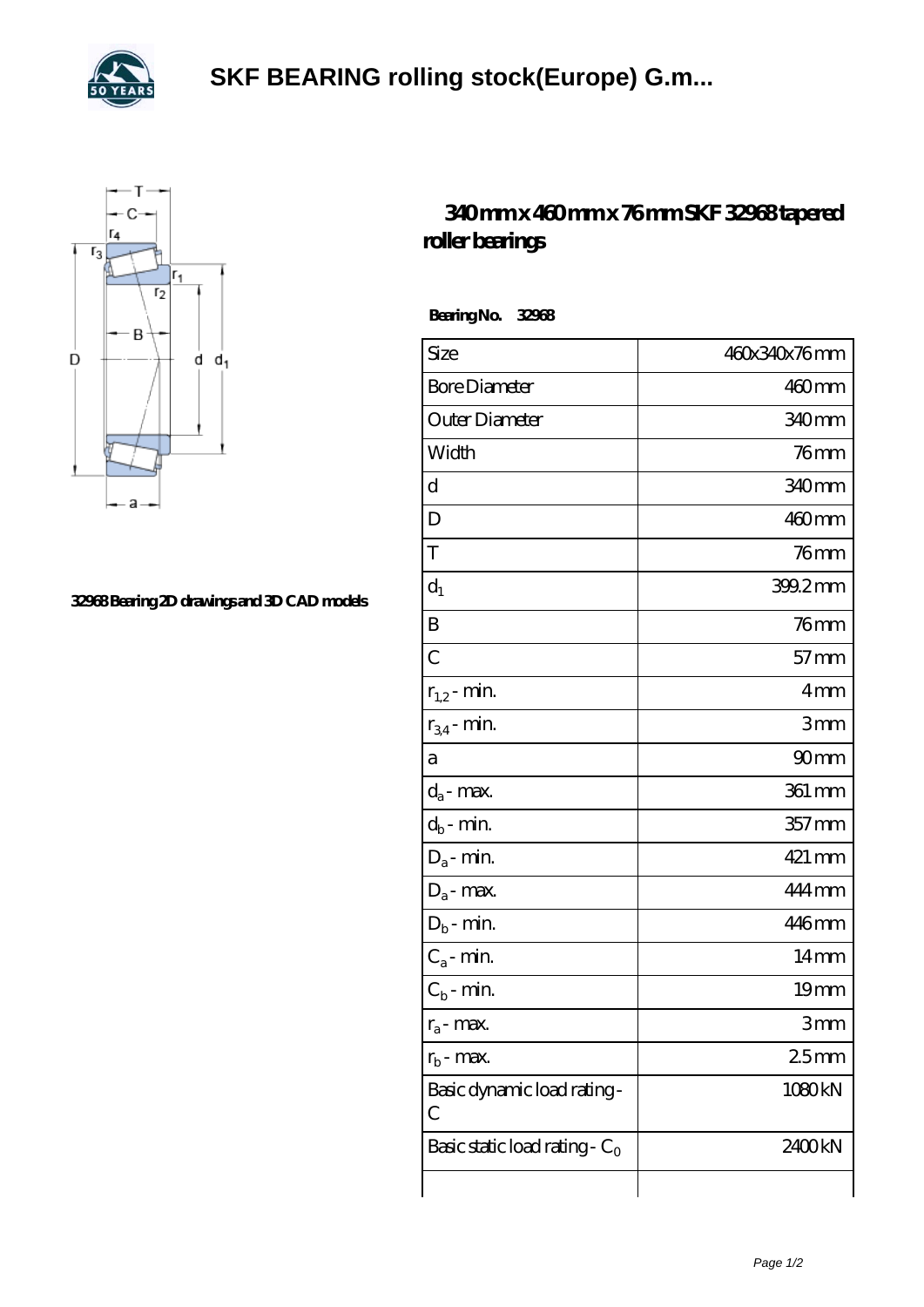# SKF BEARING rolling stock(Europe) G.m...

32968 Bearing 2D drawings and 3D CAD models

## 340 mm x 460 mm x 76 mm SKF 32968 tapered roller bearings

**Bearing No. 32968**

| Size | 460x340x76 mm |
|---|---|
| Bore Diameter | 460 mm |
| Outer Diameter | 340 mm |
| Width | 76 mm |
| d | 340 mm |
| D | 460 mm |
| T | 76 mm |
| $d_1$ | 399.2 mm |
| B | 76 mm |
| C | 57 mm |
| $r_{1,2}$ - min. | 4 mm |
| $r_{3,4}$ - min. | 3 mm |
| a | 90 mm |
| $d_a$ - max. | 361 mm |
| $d_b$ - min. | 357 mm |
| $D_a$ - min. | 421 mm |
| $D_a$ - max. | 444 mm |
| $D_b$ - min. | 446 mm |
| $C_a$ - min. | 14 mm |
| $C_b$ - min. | 19 mm |
| $r_a$ - max. | 3 mm |
| $r_b$ - max. | 2.5 mm |
| Basic dynamic load rating - C | 1080 kN |
| Basic static load rating - $C_0$ | 2400 kN |
| | |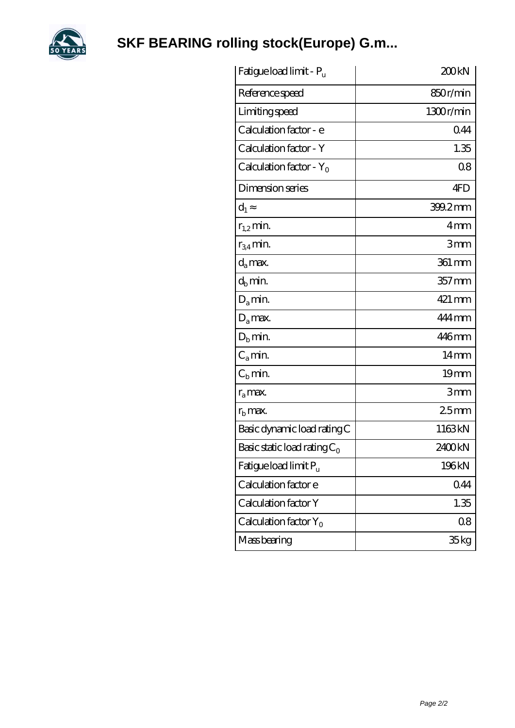# SKF BEARING rolling stock(Europe) G.m...

| | |
|---|---|
| Fatigue load limit - $P_u$ | 200 kN |
| Reference speed | 850 r/min |
| Limiting speed | 1300 r/min |
| Calculation factor - e | 0.44 |
| Calculation factor - Y | 1.35 |
| Calculation factor - $Y_0$ | 0.8 |
| Dimension series | 4FD |
| $d_1 \approx$ | 399.2 mm |
| $r_{1,2}$ min. | 4 mm |
| $r_{3,4}$ min. | 3 mm |
| $d_a$ max. | 361 mm |
| $d_b$ min. | 357 mm |
| $D_a$ min. | 421 mm |
| $D_a$ max. | 444 mm |
| $D_b$ min. | 446 mm |
| $C_a$ min. | 14 mm |
| $C_b$ min. | 19 mm |
| $r_a$ max. | 3 mm |
| $r_b$ max. | 2.5 mm |
| Basic dynamic load rating C | 1163 kN |
| Basic static load rating $C_0$ | 2400 kN |
| Fatigue load limit $P_u$ | 196 kN |
| Calculation factor e | 0.44 |
| Calculation factor Y | 1.35 |
| Calculation factor $Y_0$ | 0.8 |
| Mass bearing | 35 kg |